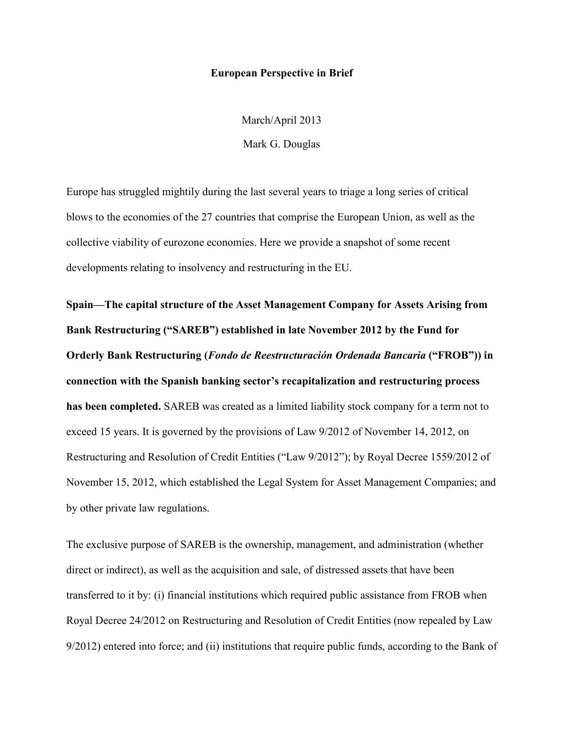**European Perspective in Brief**

March/April 2013

Mark G. Douglas

Europe has struggled mightily during the last several years to triage a long series of critical blows to the economies of the 27 countries that comprise the European Union, as well as the collective viability of eurozone economies. Here we provide a snapshot of some recent developments relating to insolvency and restructuring in the EU.

**Spain—The capital structure of the Asset Management Company for Assets Arising from Bank Restructuring ("SAREB") established in late November 2012 by the Fund for Orderly Bank Restructuring (*Fondo de Reestructuración Ordenada Bancaria* ("FROB")) in connection with the Spanish banking sector's recapitalization and restructuring process has been completed.** SAREB was created as a limited liability stock company for a term not to exceed 15 years. It is governed by the provisions of Law 9/2012 of November 14, 2012, on Restructuring and Resolution of Credit Entities ("Law 9/2012"); by Royal Decree 1559/2012 of November 15, 2012, which established the Legal System for Asset Management Companies; and by other private law regulations.

The exclusive purpose of SAREB is the ownership, management, and administration (whether direct or indirect), as well as the acquisition and sale, of distressed assets that have been transferred to it by: (i) financial institutions which required public assistance from FROB when Royal Decree 24/2012 on Restructuring and Resolution of Credit Entities (now repealed by Law 9/2012) entered into force; and (ii) institutions that require public funds, according to the Bank of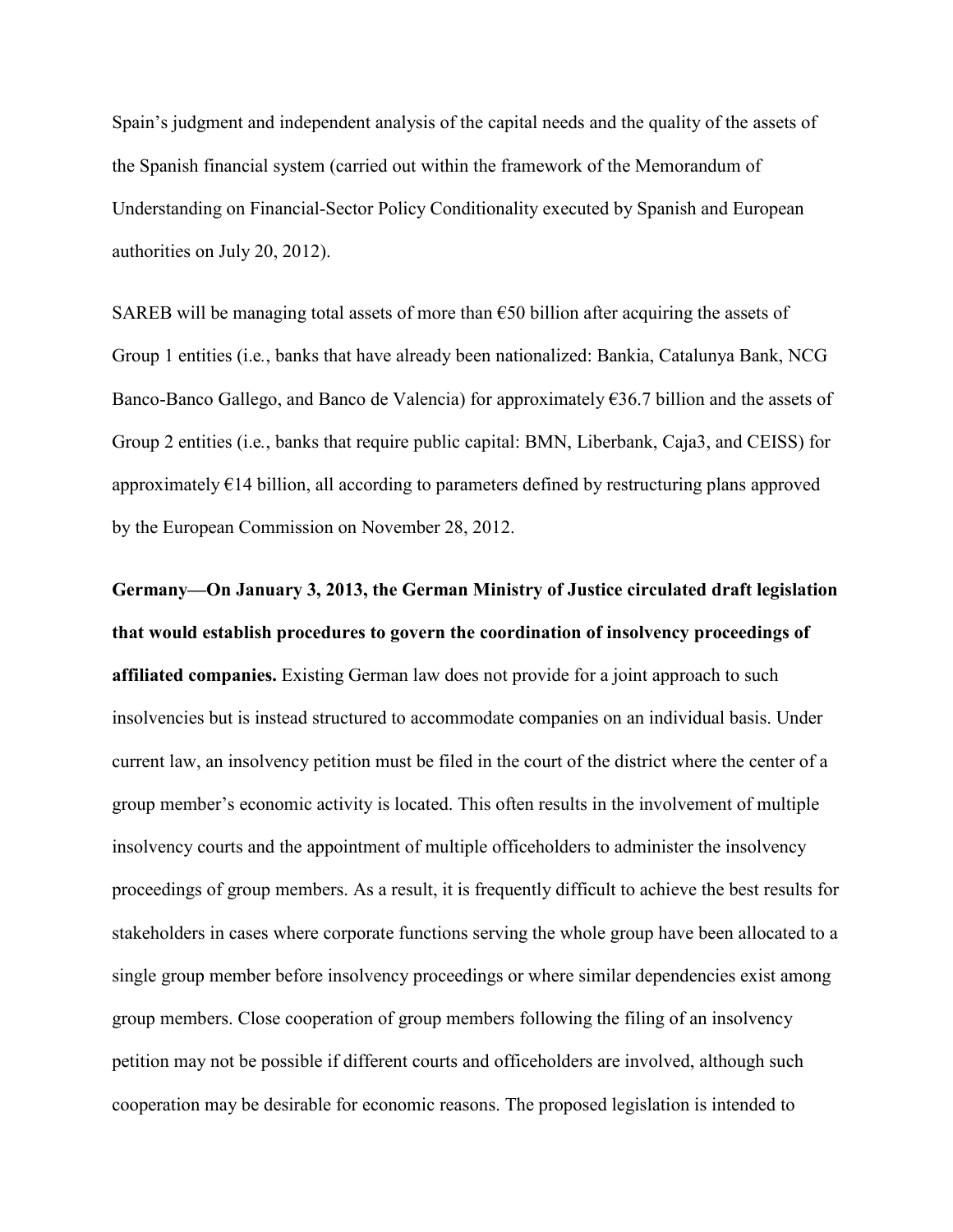Spain's judgment and independent analysis of the capital needs and the quality of the assets of the Spanish financial system (carried out within the framework of the Memorandum of Understanding on Financial-Sector Policy Conditionality executed by Spanish and European authorities on July 20, 2012).

SAREB will be managing total assets of more than €50 billion after acquiring the assets of Group 1 entities (i.e., banks that have already been nationalized: Bankia, Catalunya Bank, NCG Banco-Banco Gallego, and Banco de Valencia) for approximately €36.7 billion and the assets of Group 2 entities (i.e., banks that require public capital: BMN, Liberbank, Caja3, and CEISS) for approximately €14 billion, all according to parameters defined by restructuring plans approved by the European Commission on November 28, 2012.

**Germany—On January 3, 2013, the German Ministry of Justice circulated draft legislation that would establish procedures to govern the coordination of insolvency proceedings of affiliated companies.** Existing German law does not provide for a joint approach to such insolvencies but is instead structured to accommodate companies on an individual basis. Under current law, an insolvency petition must be filed in the court of the district where the center of a group member's economic activity is located. This often results in the involvement of multiple insolvency courts and the appointment of multiple officeholders to administer the insolvency proceedings of group members. As a result, it is frequently difficult to achieve the best results for stakeholders in cases where corporate functions serving the whole group have been allocated to a single group member before insolvency proceedings or where similar dependencies exist among group members. Close cooperation of group members following the filing of an insolvency petition may not be possible if different courts and officeholders are involved, although such cooperation may be desirable for economic reasons. The proposed legislation is intended to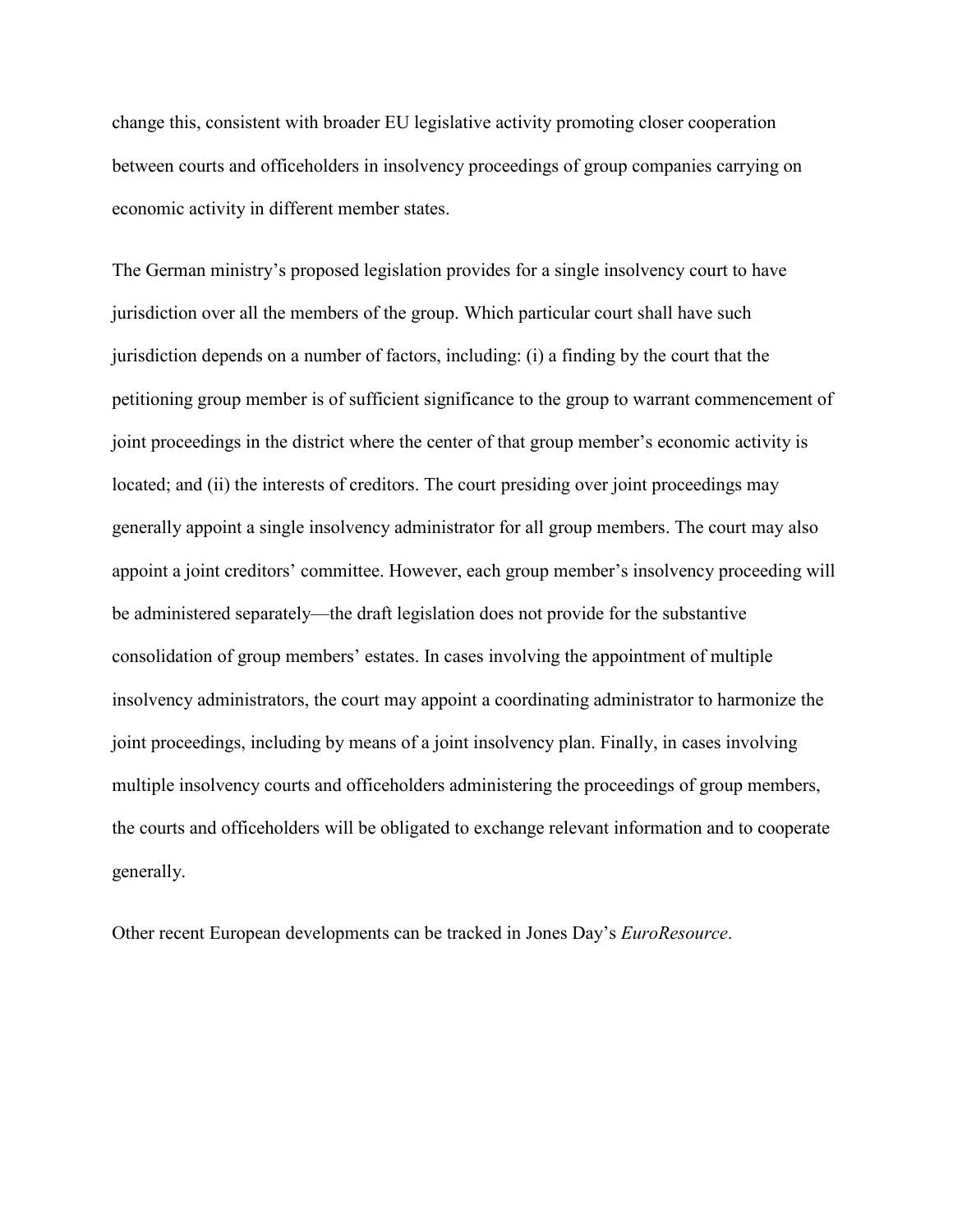change this, consistent with broader EU legislative activity promoting closer cooperation between courts and officeholders in insolvency proceedings of group companies carrying on economic activity in different member states.

The German ministry's proposed legislation provides for a single insolvency court to have jurisdiction over all the members of the group. Which particular court shall have such jurisdiction depends on a number of factors, including: (i) a finding by the court that the petitioning group member is of sufficient significance to the group to warrant commencement of joint proceedings in the district where the center of that group member's economic activity is located; and (ii) the interests of creditors. The court presiding over joint proceedings may generally appoint a single insolvency administrator for all group members. The court may also appoint a joint creditors' committee. However, each group member's insolvency proceeding will be administered separately—the draft legislation does not provide for the substantive consolidation of group members' estates. In cases involving the appointment of multiple insolvency administrators, the court may appoint a coordinating administrator to harmonize the joint proceedings, including by means of a joint insolvency plan. Finally, in cases involving multiple insolvency courts and officeholders administering the proceedings of group members, the courts and officeholders will be obligated to exchange relevant information and to cooperate generally.

Other recent European developments can be tracked in Jones Day's *EuroResource*.